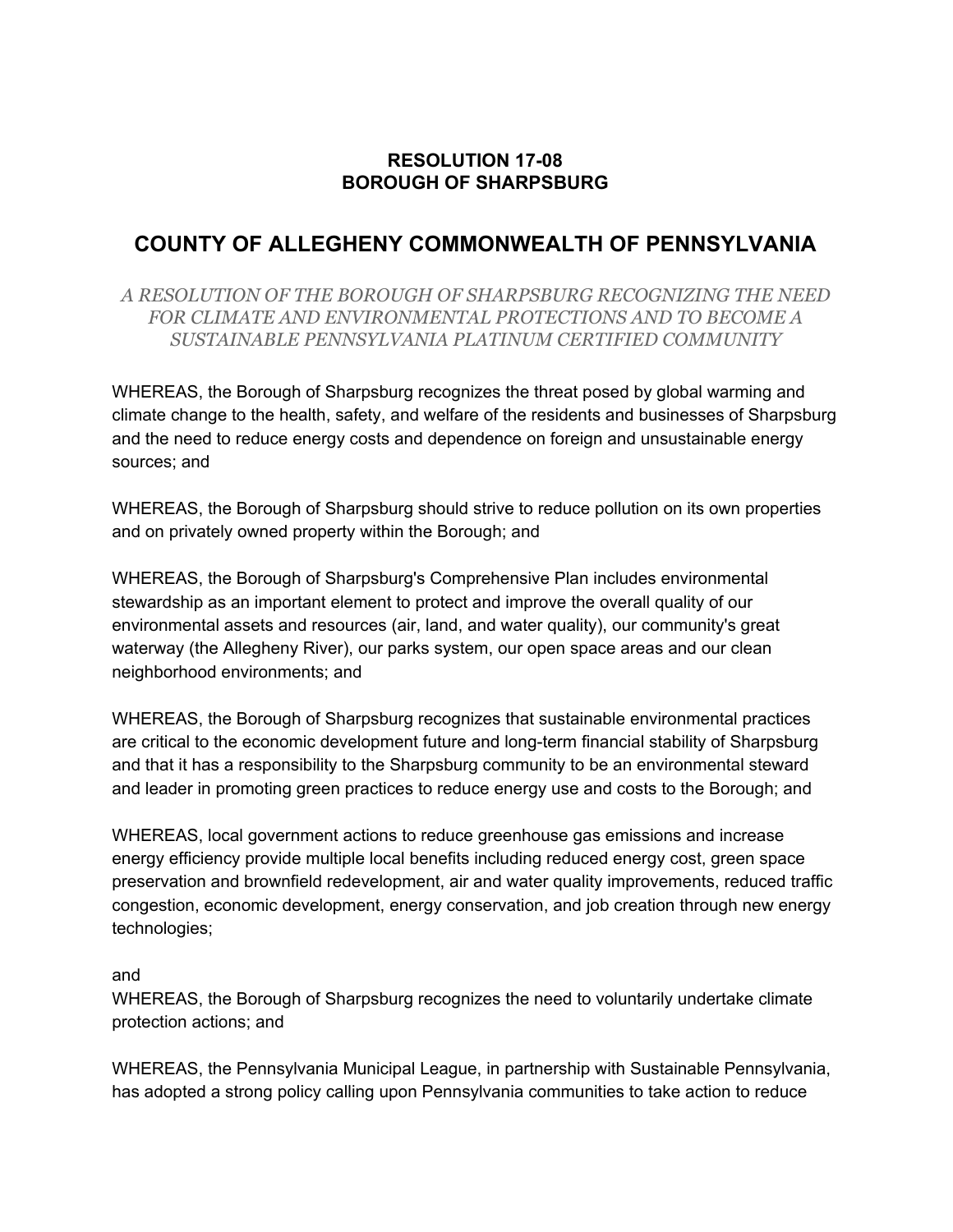**RESOLUTION 17-08**
**BOROUGH OF SHARPSBURG**

# COUNTY OF ALLEGHENY COMMONWEALTH OF PENNSYLVANIA

*A RESOLUTION OF THE BOROUGH OF SHARPSBURG RECOGNIZING THE NEED FOR CLIMATE AND ENVIRONMENTAL PROTECTIONS AND TO BECOME A SUSTAINABLE PENNSYLVANIA PLATINUM CERTIFIED COMMUNITY*

WHEREAS, the Borough of Sharpsburg recognizes the threat posed by global warming and climate change to the health, safety, and welfare of the residents and businesses of Sharpsburg and the need to reduce energy costs and dependence on foreign and unsustainable energy sources; and

WHEREAS, the Borough of Sharpsburg should strive to reduce pollution on its own properties and on privately owned property within the Borough; and

WHEREAS, the Borough of Sharpsburg's Comprehensive Plan includes environmental stewardship as an important element to protect and improve the overall quality of our environmental assets and resources (air, land, and water quality), our community's great waterway (the Allegheny River), our parks system, our open space areas and our clean neighborhood environments; and

WHEREAS, the Borough of Sharpsburg recognizes that sustainable environmental practices are critical to the economic development future and long-term financial stability of Sharpsburg and that it has a responsibility to the Sharpsburg community to be an environmental steward and leader in promoting green practices to reduce energy use and costs to the Borough; and

WHEREAS, local government actions to reduce greenhouse gas emissions and increase energy efficiency provide multiple local benefits including reduced energy cost, green space preservation and brownfield redevelopment, air and water quality improvements, reduced traffic congestion, economic development, energy conservation, and job creation through new energy technologies;

and
WHEREAS, the Borough of Sharpsburg recognizes the need to voluntarily undertake climate protection actions; and

WHEREAS, the Pennsylvania Municipal League, in partnership with Sustainable Pennsylvania, has adopted a strong policy calling upon Pennsylvania communities to take action to reduce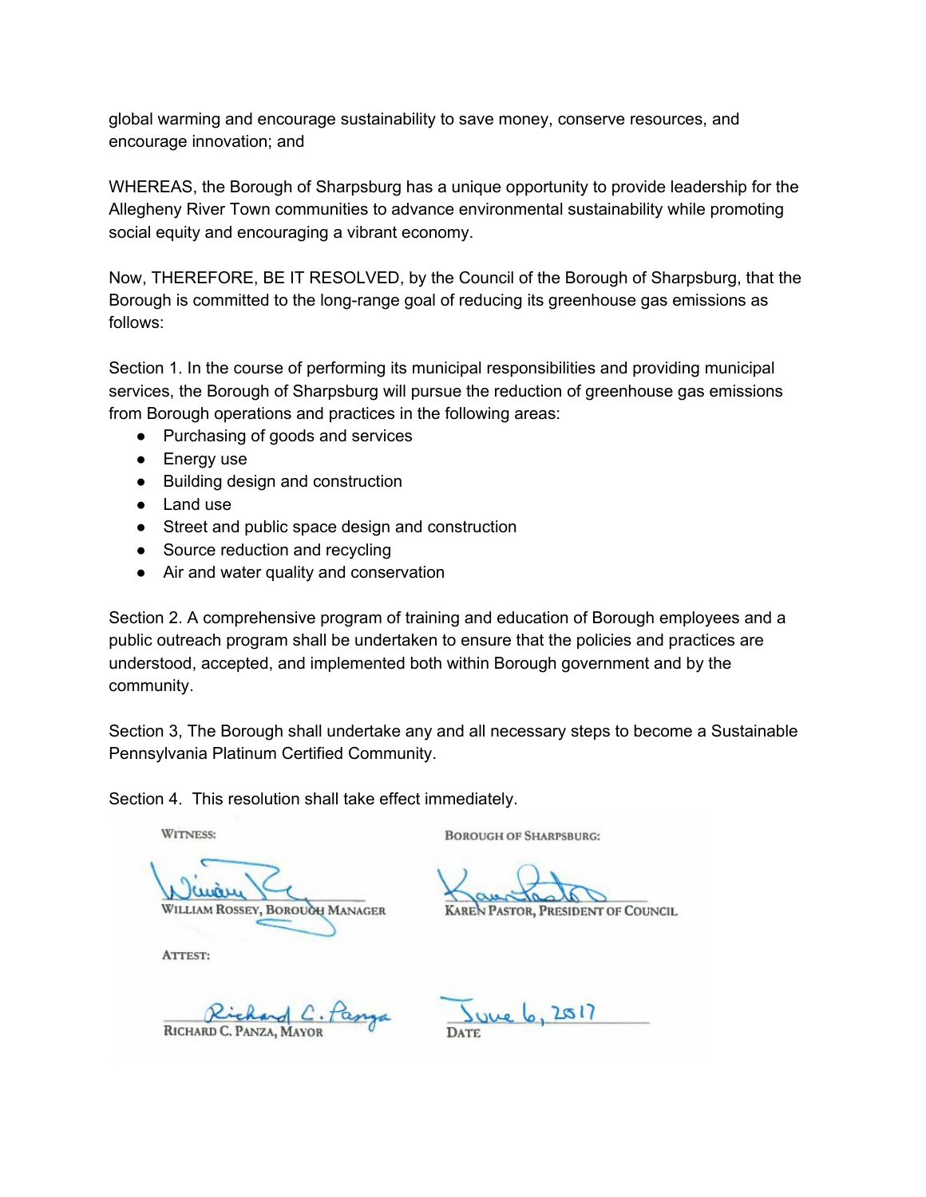global warming and encourage sustainability to save money, conserve resources, and encourage innovation; and

WHEREAS, the Borough of Sharpsburg has a unique opportunity to provide leadership for the Allegheny River Town communities to advance environmental sustainability while promoting social equity and encouraging a vibrant economy.

Now, THEREFORE, BE IT RESOLVED, by the Council of the Borough of Sharpsburg, that the Borough is committed to the long-range goal of reducing its greenhouse gas emissions as follows:

Section 1. In the course of performing its municipal responsibilities and providing municipal services, the Borough of Sharpsburg will pursue the reduction of greenhouse gas emissions from Borough operations and practices in the following areas:

- Purchasing of goods and services
- Energy use
- Building design and construction
- Land use
- Street and public space design and construction
- Source reduction and recycling
- Air and water quality and conservation

Section 2. A comprehensive program of training and education of Borough employees and a public outreach program shall be undertaken to ensure that the policies and practices are understood, accepted, and implemented both within Borough government and by the community.

Section 3, The Borough shall undertake any and all necessary steps to become a Sustainable Pennsylvania Platinum Certified Community.

Section 4. This resolution shall take effect immediately.

WITNESS:

William Rossey

WILLIAM ROSSEY, BOROUGH MANAGER

BOROUGH OF SHARPSBURG:

Karen Pastor

KAREN PASTOR, PRESIDENT OF COUNCIL

ATTEST:

Richard C. Panza

RICHARD C. PANZA, MAYOR

June 6, 2017

DATE